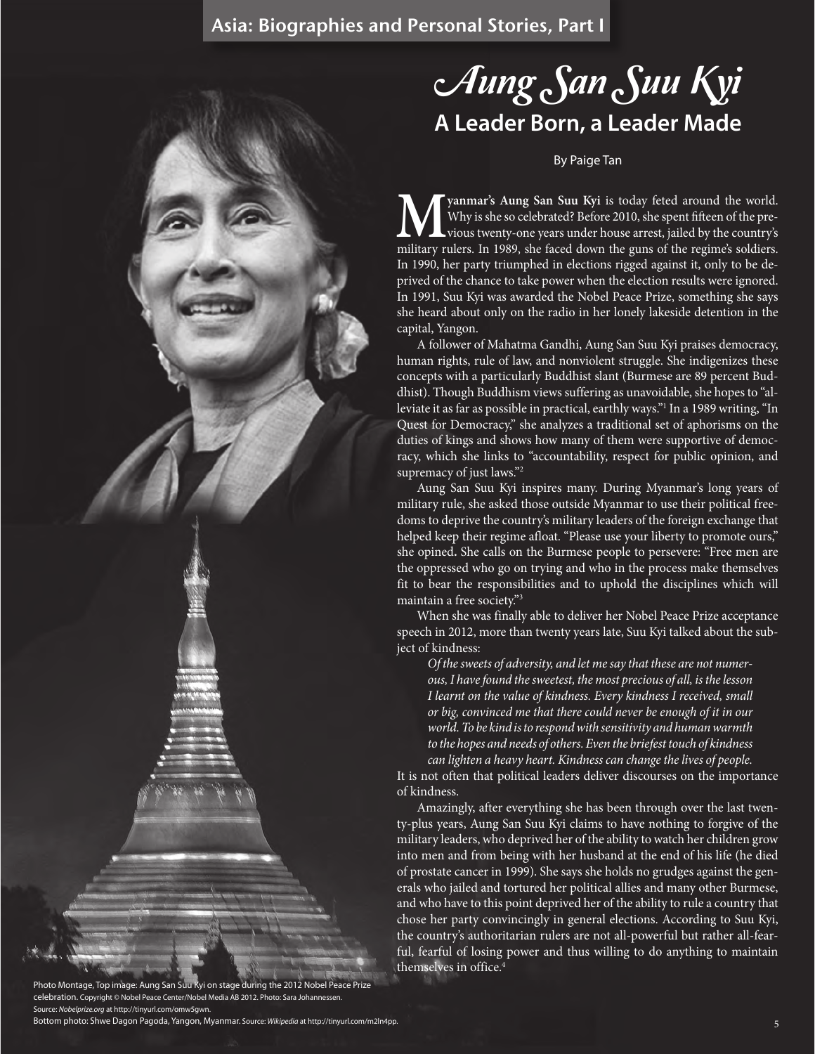Asia: Biographies and Personal Stories, Part I

# *Aung San Suu Kyi*
## A Leader Born, a Leader Made

By Paige Tan

**Myanmar's Aung San Suu Kyi** is today feted around the world. Why is she so celebrated? Before 2010, she spent fifteen of the previous twenty-one years under house arrest, jailed by the country's military rulers. In 1989, she faced down the guns of the regime's soldiers. In 1990, her party triumphed in elections rigged against it, only to be deprived of the chance to take power when the election results were ignored. In 1991, Suu Kyi was awarded the Nobel Peace Prize, something she says she heard about only on the radio in her lonely lakeside detention in the capital, Yangon.

A follower of Mahatma Gandhi, Aung San Suu Kyi praises democracy, human rights, rule of law, and nonviolent struggle. She indigenizes these concepts with a particularly Buddhist slant (Burmese are 89 percent Buddhist). Though Buddhism views suffering as unavoidable, she hopes to "alleviate it as far as possible in practical, earthly ways."[1] In a 1989 writing, "In Quest for Democracy," she analyzes a traditional set of aphorisms on the duties of kings and shows how many of them were supportive of democracy, which she links to "accountability, respect for public opinion, and supremacy of just laws."[2]

Aung San Suu Kyi inspires many. During Myanmar's long years of military rule, she asked those outside Myanmar to use their political freedoms to deprive the country's military leaders of the foreign exchange that helped keep their regime afloat. "Please use your liberty to promote ours," she opined. She calls on the Burmese people to persevere: "Free men are the oppressed who go on trying and who in the process make themselves fit to bear the responsibilities and to uphold the disciplines which will maintain a free society."[3]

When she was finally able to deliver her Nobel Peace Prize acceptance speech in 2012, more than twenty years late, Suu Kyi talked about the subject of kindness:

> *Of the sweets of adversity, and let me say that these are not numerous, I have found the sweetest, the most precious of all, is the lesson I learnt on the value of kindness. Every kindness I received, small or big, convinced me that there could never be enough of it in our world. To be kind is to respond with sensitivity and human warmth to the hopes and needs of others. Even the briefest touch of kindness can lighten a heavy heart. Kindness can change the lives of people.*

It is not often that political leaders deliver discourses on the importance of kindness.

Amazingly, after everything she has been through over the last twenty-plus years, Aung San Suu Kyi claims to have nothing to forgive of the military leaders, who deprived her of the ability to watch her children grow into men and from being with her husband at the end of his life (he died of prostate cancer in 1999). She says she holds no grudges against the generals who jailed and tortured her political allies and many other Burmese, and who have to this point deprived her of the ability to rule a country that chose her party convincingly in general elections. According to Suu Kyi, the country's authoritarian rulers are not all-powerful but rather all-fearful, fearful of losing power and thus willing to do anything to maintain themselves in office.[4]

Photo Montage, Top image: Aung San Suu Kyi on stage during the 2012 Nobel Peace Prize celebration. Copyright © Nobel Peace Center/Nobel Media AB 2012. Photo: Sara Johannessen. Source: *Nobelprize.org* at http://tinyurl.com/omw5gwn.
Bottom photo: Shwe Dagon Pagoda, Yangon, Myanmar. Source: *Wikipedia* at http://tinyurl.com/m2ln4pp.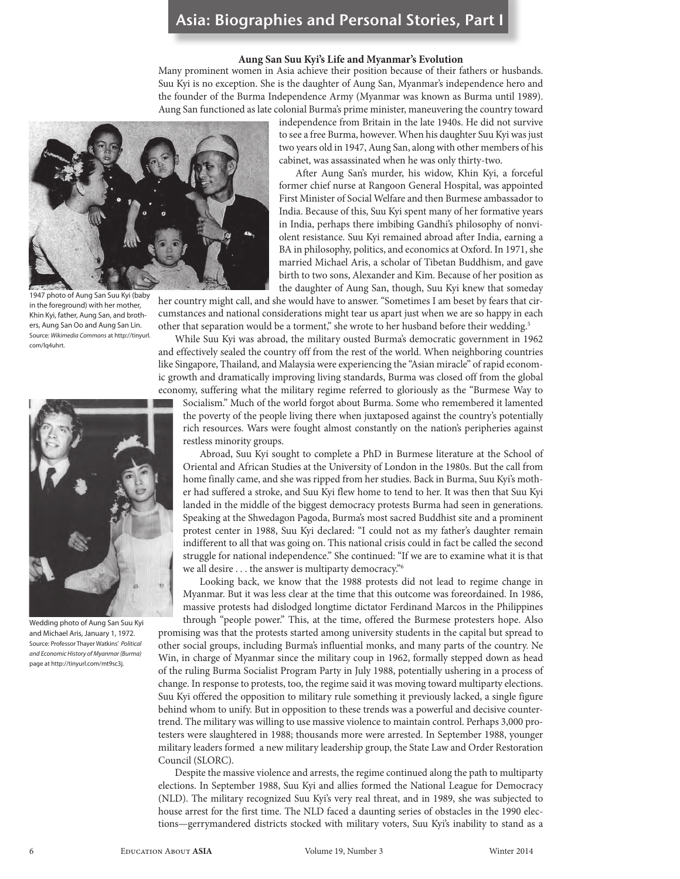## Asia: Biographies and Personal Stories, Part I

### Aung San Suu Kyi's Life and Myanmar's Evolution

Many prominent women in Asia achieve their position because of their fathers or husbands. Suu Kyi is no exception. She is the daughter of Aung San, Myanmar's independence hero and the founder of the Burma Independence Army (Myanmar was known as Burma until 1989). Aung San functioned as late colonial Burma's prime minister, maneuvering the country toward independence from Britain in the late 1940s. He did not survive to see a free Burma, however. When his daughter Suu Kyi was just two years old in 1947, Aung San, along with other members of his cabinet, was assassinated when he was only thirty-two.

1947 photo of Aung San Suu Kyi (baby in the foreground) with her mother, Khin Kyi, father, Aung San, and brothers, Aung San Oo and Aung San Lin. Source: *Wikimedia Commons* at http://tinyurl.com/lq4uhrt.

After Aung San's murder, his widow, Khin Kyi, a forceful former chief nurse at Rangoon General Hospital, was appointed First Minister of Social Welfare and then Burmese ambassador to India. Because of this, Suu Kyi spent many of her formative years in India, perhaps there imbibing Gandhi's philosophy of nonviolent resistance. Suu Kyi remained abroad after India, earning a BA in philosophy, politics, and economics at Oxford. In 1971, she married Michael Aris, a scholar of Tibetan Buddhism, and gave birth to two sons, Alexander and Kim. Because of her position as the daughter of Aung San, though, Suu Kyi knew that someday her country might call, and she would have to answer. "Sometimes I am beset by fears that circumstances and national considerations might tear us apart just when we are so happy in each other that separation would be a torment," she wrote to her husband before their wedding.[5]

While Suu Kyi was abroad, the military ousted Burma's democratic government in 1962 and effectively sealed the country off from the rest of the world. When neighboring countries like Singapore, Thailand, and Malaysia were experiencing the "Asian miracle" of rapid economic growth and dramatically improving living standards, Burma was closed off from the global economy, suffering what the military regime referred to gloriously as the "Burmese Way to Socialism." Much of the world forgot about Burma. Some who remembered it lamented the poverty of the people living there when juxtaposed against the country's potentially rich resources. Wars were fought almost constantly on the nation's peripheries against restless minority groups.

Wedding photo of Aung San Suu Kyi and Michael Aris, January 1, 1972. Source: Professor Thayer Watkins' *Political and Economic History of Myanmar (Burma)* page at http://tinyurl.com/mt9sc3j.

Abroad, Suu Kyi sought to complete a PhD in Burmese literature at the School of Oriental and African Studies at the University of London in the 1980s. But the call from home finally came, and she was ripped from her studies. Back in Burma, Suu Kyi's mother had suffered a stroke, and Suu Kyi flew home to tend to her. It was then that Suu Kyi landed in the middle of the biggest democracy protests Burma had seen in generations. Speaking at the Shwedagon Pagoda, Burma's most sacred Buddhist site and a prominent protest center in 1988, Suu Kyi declared: "I could not as my father's daughter remain indifferent to all that was going on. This national crisis could in fact be called the second struggle for national independence." She continued: "If we are to examine what it is that we all desire . . . the answer is multiparty democracy."[6]

Looking back, we know that the 1988 protests did not lead to regime change in Myanmar. But it was less clear at the time that this outcome was foreordained. In 1986, massive protests had dislodged longtime dictator Ferdinand Marcos in the Philippines through "people power." This, at the time, offered the Burmese protesters hope. Also promising was that the protests started among university students in the capital but spread to other social groups, including Burma's influential monks, and many parts of the country. Ne Win, in charge of Myanmar since the military coup in 1962, formally stepped down as head of the ruling Burma Socialist Program Party in July 1988, potentially ushering in a process of change. In response to protests, too, the regime said it was moving toward multiparty elections. Suu Kyi offered the opposition to military rule something it previously lacked, a single figure behind whom to unify. But in opposition to these trends was a powerful and decisive countertrend. The military was willing to use massive violence to maintain control. Perhaps 3,000 protesters were slaughtered in 1988; thousands more were arrested. In September 1988, younger military leaders formed a new military leadership group, the State Law and Order Restoration Council (SLORC).

Despite the massive violence and arrests, the regime continued along the path to multiparty elections. In September 1988, Suu Kyi and allies formed the National League for Democracy (NLD). The military recognized Suu Kyi's very real threat, and in 1989, she was subjected to house arrest for the first time. The NLD faced a daunting series of obstacles in the 1990 elections—gerrymandered districts stocked with military voters, Suu Kyi's inability to stand as a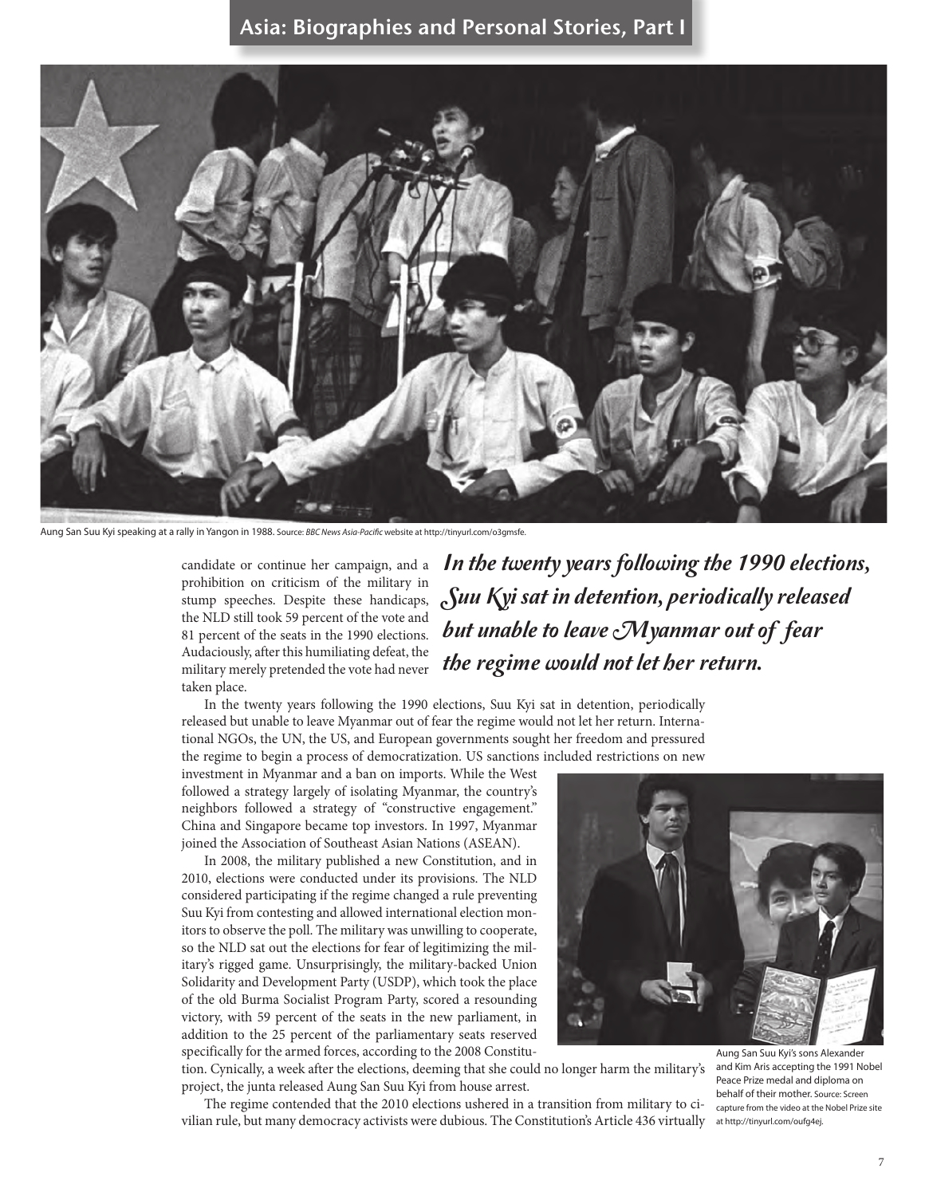Aung San Suu Kyi speaking at a rally in Yangon in 1988. Source: *BBC News Asia-Pacific* website at http://tinyurl.com/o3gmsfe.

candidate or continue her campaign, and a prohibition on criticism of the military in stump speeches. Despite these handicaps, the NLD still took 59 percent of the vote and 81 percent of the seats in the 1990 elections. Audaciously, after this humiliating defeat, the military merely pretended the vote had never taken place.

***In the twenty years following the 1990 elections, Suu Kyi sat in detention, periodically released but unable to leave Myanmar out of fear the regime would not let her return.***

In the twenty years following the 1990 elections, Suu Kyi sat in detention, periodically released but unable to leave Myanmar out of fear the regime would not let her return. International NGOs, the UN, the US, and European governments sought her freedom and pressured the regime to begin a process of democratization. US sanctions included restrictions on new investment in Myanmar and a ban on imports. While the West followed a strategy largely of isolating Myanmar, the country's neighbors followed a strategy of "constructive engagement." China and Singapore became top investors. In 1997, Myanmar joined the Association of Southeast Asian Nations (ASEAN).

In 2008, the military published a new Constitution, and in 2010, elections were conducted under its provisions. The NLD considered participating if the regime changed a rule preventing Suu Kyi from contesting and allowed international election monitors to observe the poll. The military was unwilling to cooperate, so the NLD sat out the elections for fear of legitimizing the military's rigged game. Unsurprisingly, the military-backed Union Solidarity and Development Party (USDP), which took the place of the old Burma Socialist Program Party, scored a resounding victory, with 59 percent of the seats in the new parliament, in addition to the 25 percent of the parliamentary seats reserved specifically for the armed forces, according to the 2008 Constitution. Cynically, a week after the elections, deeming that she could no longer harm the military's project, the junta released Aung San Suu Kyi from house arrest.

Aung San Suu Kyi's sons Alexander and Kim Aris accepting the 1991 Nobel Peace Prize medal and diploma on behalf of their mother. Source: Screen capture from the video at the Nobel Prize site at http://tinyurl.com/oufg4ej.

The regime contended that the 2010 elections ushered in a transition from military to civilian rule, but many democracy activists were dubious. The Constitution's Article 436 virtually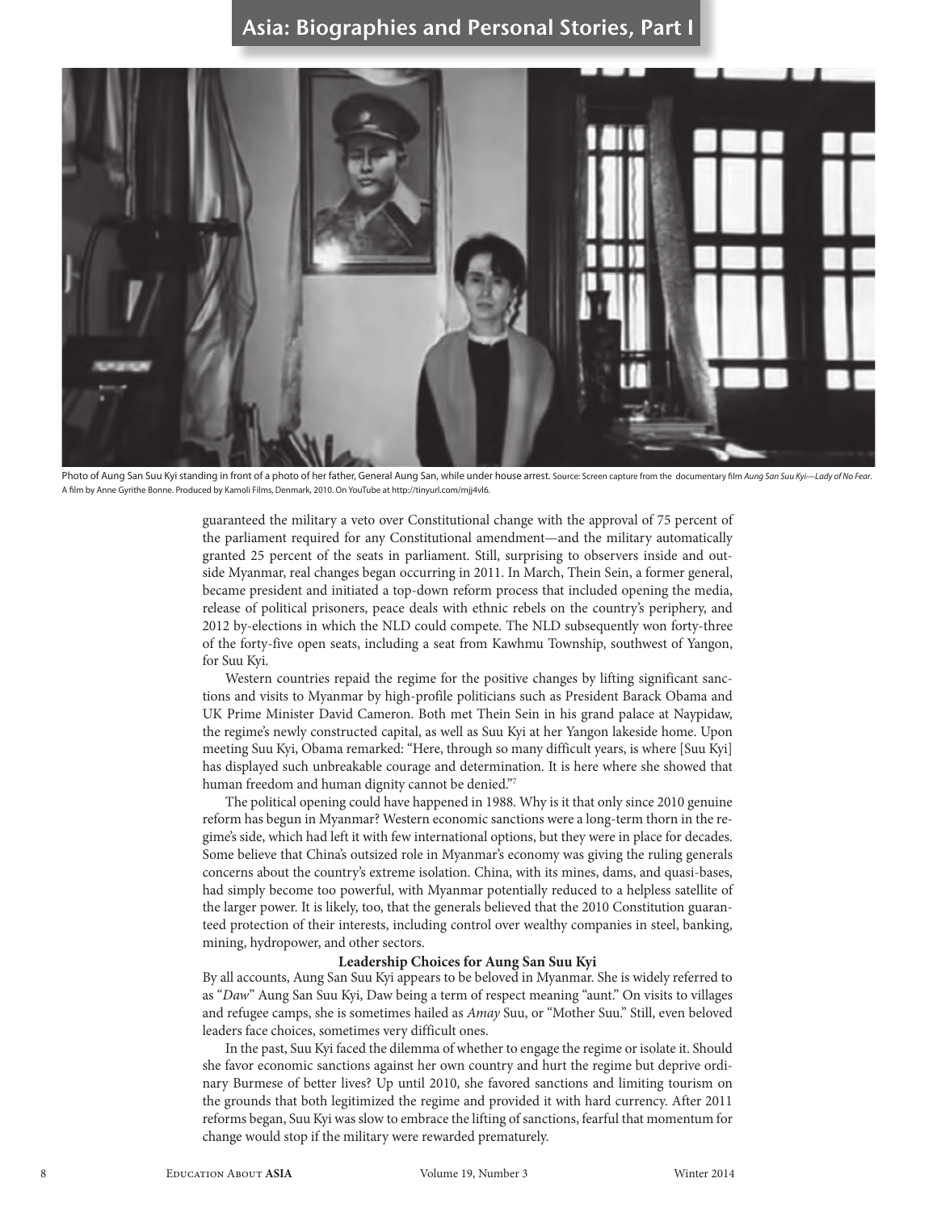Photo of Aung San Suu Kyi standing in front of a photo of her father, General Aung San, while under house arrest. Source: Screen capture from the documentary film *Aung San Suu Kyi—Lady of No Fear*. A film by Anne Gyrithe Bonne. Produced by Kamoli Films, Denmark, 2010. On YouTube at http://tinyurl.com/mjj4vl6.

guaranteed the military a veto over Constitutional change with the approval of 75 percent of the parliament required for any Constitutional amendment—and the military automatically granted 25 percent of the seats in parliament. Still, surprising to observers inside and outside Myanmar, real changes began occurring in 2011. In March, Thein Sein, a former general, became president and initiated a top-down reform process that included opening the media, release of political prisoners, peace deals with ethnic rebels on the country's periphery, and 2012 by-elections in which the NLD could compete. The NLD subsequently won forty-three of the forty-five open seats, including a seat from Kawhmu Township, southwest of Yangon, for Suu Kyi.

Western countries repaid the regime for the positive changes by lifting significant sanctions and visits to Myanmar by high-profile politicians such as President Barack Obama and UK Prime Minister David Cameron. Both met Thein Sein in his grand palace at Naypidaw, the regime's newly constructed capital, as well as Suu Kyi at her Yangon lakeside home. Upon meeting Suu Kyi, Obama remarked: "Here, through so many difficult years, is where [Suu Kyi] has displayed such unbreakable courage and determination. It is here where she showed that human freedom and human dignity cannot be denied."[7]

The political opening could have happened in 1988. Why is it that only since 2010 genuine reform has begun in Myanmar? Western economic sanctions were a long-term thorn in the regime's side, which had left it with few international options, but they were in place for decades. Some believe that China's outsized role in Myanmar's economy was giving the ruling generals concerns about the country's extreme isolation. China, with its mines, dams, and quasi-bases, had simply become too powerful, with Myanmar potentially reduced to a helpless satellite of the larger power. It is likely, too, that the generals believed that the 2010 Constitution guaranteed protection of their interests, including control over wealthy companies in steel, banking, mining, hydropower, and other sectors.

### Leadership Choices for Aung San Suu Kyi

By all accounts, Aung San Suu Kyi appears to be beloved in Myanmar. She is widely referred to as "*Daw*" Aung San Suu Kyi, Daw being a term of respect meaning "aunt." On visits to villages and refugee camps, she is sometimes hailed as *Amay* Suu, or "Mother Suu." Still, even beloved leaders face choices, sometimes very difficult ones.

In the past, Suu Kyi faced the dilemma of whether to engage the regime or isolate it. Should she favor economic sanctions against her own country and hurt the regime but deprive ordinary Burmese of better lives? Up until 2010, she favored sanctions and limiting tourism on the grounds that both legitimized the regime and provided it with hard currency. After 2011 reforms began, Suu Kyi was slow to embrace the lifting of sanctions, fearful that momentum for change would stop if the military were rewarded prematurely.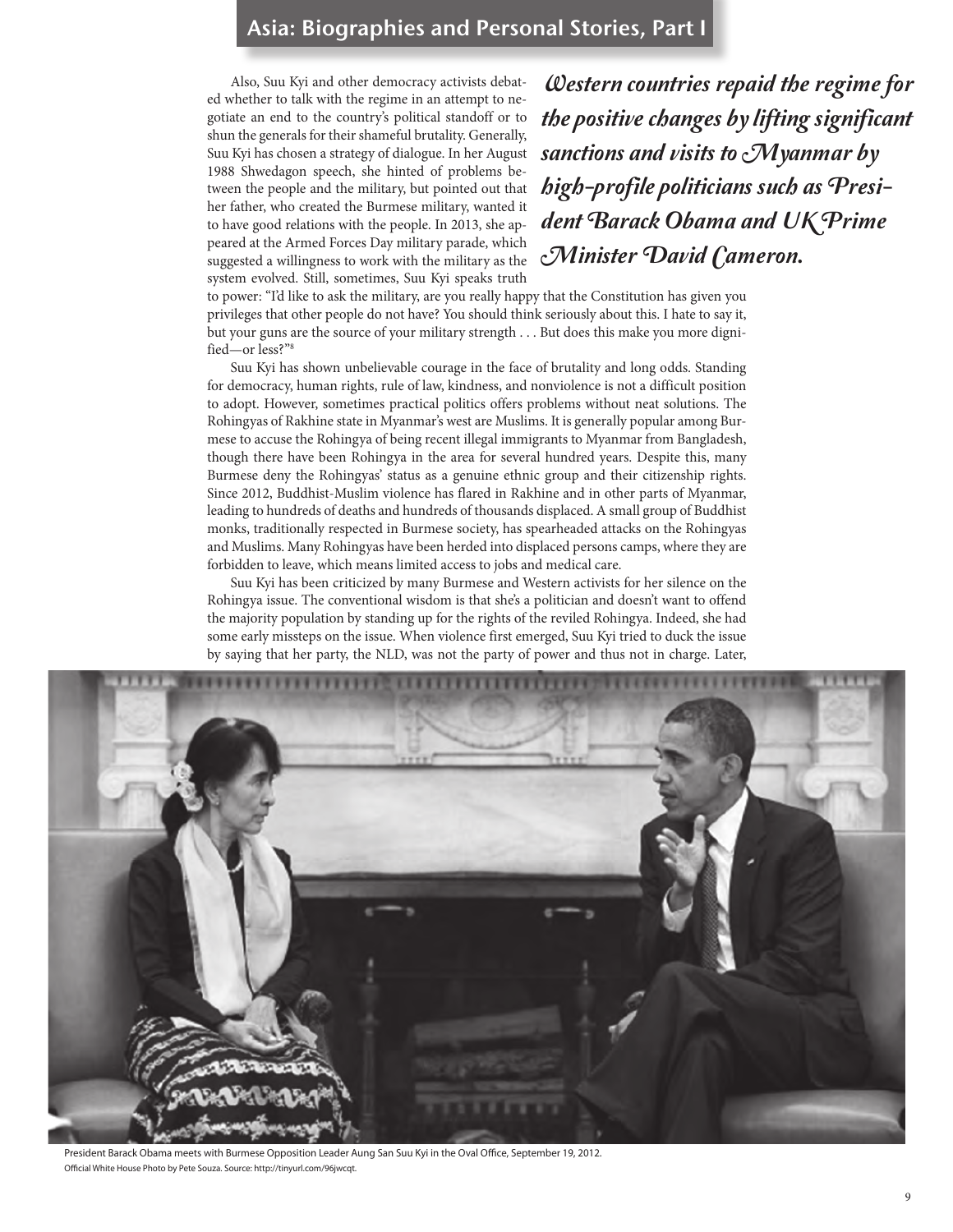Also, Suu Kyi and other democracy activists debated whether to talk with the regime in an attempt to negotiate an end to the country's political standoff or to shun the generals for their shameful brutality. Generally, Suu Kyi has chosen a strategy of dialogue. In her August 1988 Shwedagon speech, she hinted of problems between the people and the military, but pointed out that her father, who created the Burmese military, wanted it to have good relations with the people. In 2013, she appeared at the Armed Forces Day military parade, which suggested a willingness to work with the military as the system evolved. Still, sometimes, Suu Kyi speaks truth to power: "I'd like to ask the military, are you really happy that the Constitution has given you privileges that other people do not have? You should think seriously about this. I hate to say it, but your guns are the source of your military strength . . . But does this make you more dignified—or less?"[8]

*Western countries repaid the regime for the positive changes by lifting significant sanctions and visits to Myanmar by high-profile politicians such as President Barack Obama and UK Prime Minister David Cameron.*

Suu Kyi has shown unbelievable courage in the face of brutality and long odds. Standing for democracy, human rights, rule of law, kindness, and nonviolence is not a difficult position to adopt. However, sometimes practical politics offers problems without neat solutions. The Rohingyas of Rakhine state in Myanmar's west are Muslims. It is generally popular among Burmese to accuse the Rohingya of being recent illegal immigrants to Myanmar from Bangladesh, though there have been Rohingya in the area for several hundred years. Despite this, many Burmese deny the Rohingyas' status as a genuine ethnic group and their citizenship rights. Since 2012, Buddhist-Muslim violence has flared in Rakhine and in other parts of Myanmar, leading to hundreds of deaths and hundreds of thousands displaced. A small group of Buddhist monks, traditionally respected in Burmese society, has spearheaded attacks on the Rohingyas and Muslims. Many Rohingyas have been herded into displaced persons camps, where they are forbidden to leave, which means limited access to jobs and medical care.

Suu Kyi has been criticized by many Burmese and Western activists for her silence on the Rohingya issue. The conventional wisdom is that she's a politician and doesn't want to offend the majority population by standing up for the rights of the reviled Rohingya. Indeed, she had some early missteps on the issue. When violence first emerged, Suu Kyi tried to duck the issue by saying that her party, the NLD, was not the party of power and thus not in charge. Later,

President Barack Obama meets with Burmese Opposition Leader Aung San Suu Kyi in the Oval Office, September 19, 2012.
Official White House Photo by Pete Souza. Source: http://tinyurl.com/96jwcqt.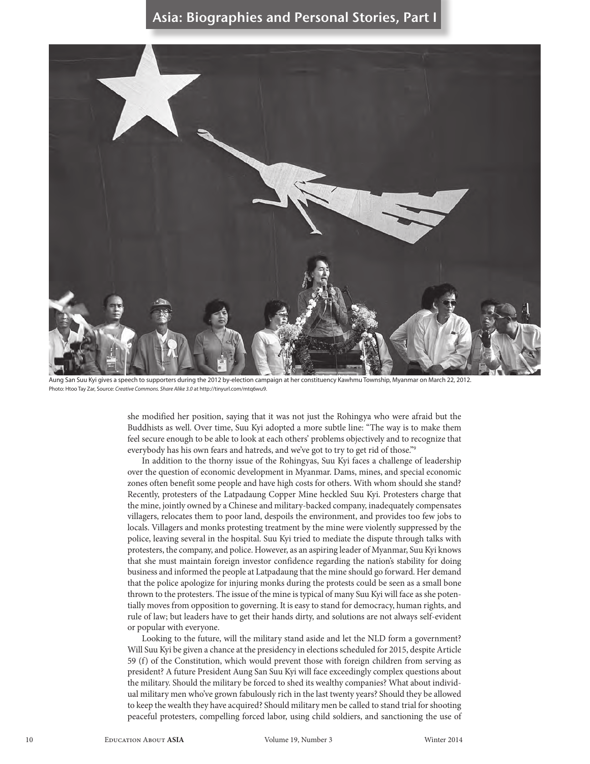Aung San Suu Kyi gives a speech to supporters during the 2012 by-election campaign at her constituency Kawhmu Township, Myanmar on March 22, 2012. Photo: Htoo Tay Zar, Source: *Creative Commons. Share Alike 3.0* at http://tinyurl.com/mtq6wu9.

she modified her position, saying that it was not just the Rohingya who were afraid but the Buddhists as well. Over time, Suu Kyi adopted a more subtle line: "The way is to make them feel secure enough to be able to look at each others' problems objectively and to recognize that everybody has his own fears and hatreds, and we've got to try to get rid of those."[9]

In addition to the thorny issue of the Rohingyas, Suu Kyi faces a challenge of leadership over the question of economic development in Myanmar. Dams, mines, and special economic zones often benefit some people and have high costs for others. With whom should she stand? Recently, protesters of the Latpadaung Copper Mine heckled Suu Kyi. Protesters charge that the mine, jointly owned by a Chinese and military-backed company, inadequately compensates villagers, relocates them to poor land, despoils the environment, and provides too few jobs to locals. Villagers and monks protesting treatment by the mine were violently suppressed by the police, leaving several in the hospital. Suu Kyi tried to mediate the dispute through talks with protesters, the company, and police. However, as an aspiring leader of Myanmar, Suu Kyi knows that she must maintain foreign investor confidence regarding the nation's stability for doing business and informed the people at Latpadaung that the mine should go forward. Her demand that the police apologize for injuring monks during the protests could be seen as a small bone thrown to the protesters. The issue of the mine is typical of many Suu Kyi will face as she potentially moves from opposition to governing. It is easy to stand for democracy, human rights, and rule of law; but leaders have to get their hands dirty, and solutions are not always self-evident or popular with everyone.

Looking to the future, will the military stand aside and let the NLD form a government? Will Suu Kyi be given a chance at the presidency in elections scheduled for 2015, despite Article 59 (f) of the Constitution, which would prevent those with foreign children from serving as president? A future President Aung San Suu Kyi will face exceedingly complex questions about the military. Should the military be forced to shed its wealthy companies? What about individual military men who've grown fabulously rich in the last twenty years? Should they be allowed to keep the wealth they have acquired? Should military men be called to stand trial for shooting peaceful protesters, compelling forced labor, using child soldiers, and sanctioning the use of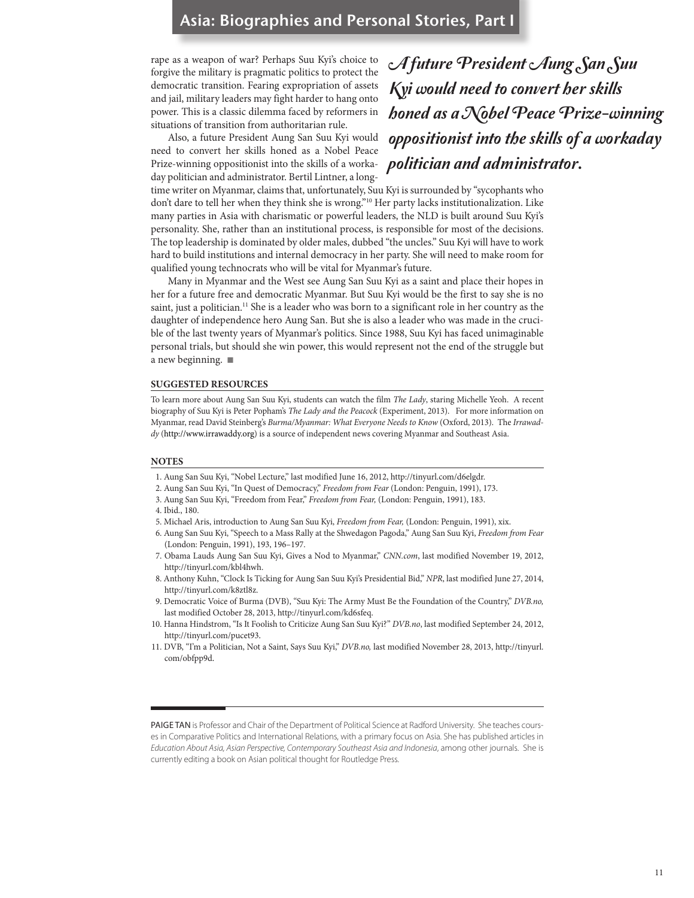rape as a weapon of war? Perhaps Suu Kyi's choice to forgive the military is pragmatic politics to protect the democratic transition. Fearing expropriation of assets and jail, military leaders may fight harder to hang onto power. This is a classic dilemma faced by reformers in situations of transition from authoritarian rule.

*A future President Aung San Suu Kyi would need to convert her skills honed as a Nobel Peace Prize-winning oppositionist into the skills of a workaday politician and administrator.*

Also, a future President Aung San Suu Kyi would need to convert her skills honed as a Nobel Peace Prize-winning oppositionist into the skills of a workaday politician and administrator. Bertil Lintner, a long-time writer on Myanmar, claims that, unfortunately, Suu Kyi is surrounded by "sycophants who don't dare to tell her when they think she is wrong."[10] Her party lacks institutionalization. Like many parties in Asia with charismatic or powerful leaders, the NLD is built around Suu Kyi's personality. She, rather than an institutional process, is responsible for most of the decisions. The top leadership is dominated by older males, dubbed "the uncles." Suu Kyi will have to work hard to build institutions and internal democracy in her party. She will need to make room for qualified young technocrats who will be vital for Myanmar's future.

Many in Myanmar and the West see Aung San Suu Kyi as a saint and place their hopes in her for a future free and democratic Myanmar. But Suu Kyi would be the first to say she is no saint, just a politician.[11] She is a leader who was born to a significant role in her country as the daughter of independence hero Aung San. But she is also a leader who was made in the crucible of the last twenty years of Myanmar's politics. Since 1988, Suu Kyi has faced unimaginable personal trials, but should she win power, this would represent not the end of the struggle but a new beginning. ■

## SUGGESTED RESOURCES

To learn more about Aung San Suu Kyi, students can watch the film *The Lady*, staring Michelle Yeoh. A recent biography of Suu Kyi is Peter Popham's *The Lady and the Peacock* (Experiment, 2013). For more information on Myanmar, read David Steinberg's *Burma/Myanmar: What Everyone Needs to Know* (Oxford, 2013). The *Irrawaddy* (http://www.irrawaddy.org) is a source of independent news covering Myanmar and Southeast Asia.

## NOTES

1. Aung San Suu Kyi, "Nobel Lecture," last modified June 16, 2012, http://tinyurl.com/d6elgdr.
2. Aung San Suu Kyi, "In Quest of Democracy," *Freedom from Fear* (London: Penguin, 1991), 173.
3. Aung San Suu Kyi, "Freedom from Fear," *Freedom from Fear,* (London: Penguin, 1991), 183.
4. Ibid., 180.
5. Michael Aris, introduction to Aung San Suu Kyi, *Freedom from Fear,* (London: Penguin, 1991), xix.
6. Aung San Suu Kyi, "Speech to a Mass Rally at the Shwedagon Pagoda," Aung San Suu Kyi, *Freedom from Fear* (London: Penguin, 1991), 193, 196–197.
7. Obama Lauds Aung San Suu Kyi, Gives a Nod to Myanmar," *CNN.com*, last modified November 19, 2012, http://tinyurl.com/kbl4hwh.
8. Anthony Kuhn, "Clock Is Ticking for Aung San Suu Kyi's Presidential Bid," *NPR*, last modified June 27, 2014, http://tinyurl.com/k8ztl8z.
9. Democratic Voice of Burma (DVB), "Suu Kyi: The Army Must Be the Foundation of the Country," *DVB.no,* last modified October 28, 2013, http://tinyurl.com/kd6sfeq.
10. Hanna Hindstrom, "Is It Foolish to Criticize Aung San Suu Kyi?" *DVB.no*, last modified September 24, 2012, http://tinyurl.com/pucet93.
11. DVB, "I'm a Politician, Not a Saint, Says Suu Kyi," *DVB.no,* last modified November 28, 2013, http://tinyurl.com/obfpp9d.

---

PAIGE TAN is Professor and Chair of the Department of Political Science at Radford University. She teaches courses in Comparative Politics and International Relations, with a primary focus on Asia. She has published articles in *Education About Asia, Asian Perspective, Contemporary Southeast Asia and Indonesia*, among other journals. She is currently editing a book on Asian political thought for Routledge Press.